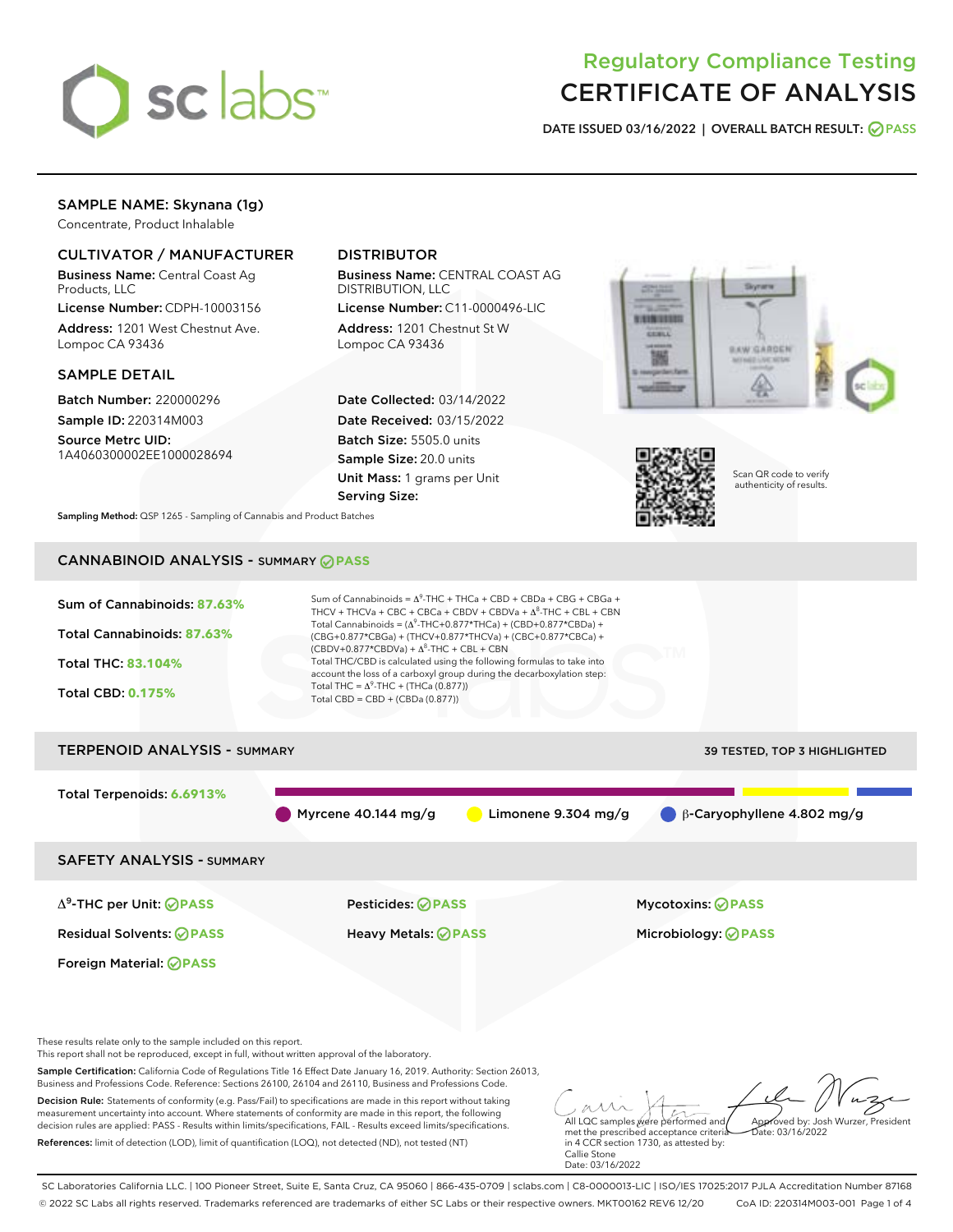# Regulatory Compliance Testing
# CERTIFICATE OF ANALYSIS

**DATE ISSUED 03/16/2022 | OVERALL BATCH RESULT: PASS**

## SAMPLE NAME: Skynana (1g)

Concentrate, Product Inhalable

### CULTIVATOR / MANUFACTURER

**Business Name:** Central Coast Ag Products, LLC

**License Number:** CDPH-10003156

**Address:** 1201 West Chestnut Ave. Lompoc CA 93436

### DISTRIBUTOR

**Business Name:** CENTRAL COAST AG DISTRIBUTION, LLC

**License Number:** C11-0000496-LIC

**Address:** 1201 Chestnut St W Lompoc CA 93436

### SAMPLE DETAIL

**Batch Number:** 220000296

**Sample ID:** 220314M003

**Source Metrc UID:** 1A4060300002EE1000028694

**Date Collected:** 03/14/2022

**Date Received:** 03/15/2022

**Batch Size:** 5505.0 units

**Sample Size:** 20.0 units

**Unit Mass:** 1 grams per Unit

**Serving Size:**

Scan QR code to verify authenticity of results.

**Sampling Method:** QSP 1265 - Sampling of Cannabis and Product Batches

## CANNABINOID ANALYSIS - SUMMARY PASS

**Sum of Cannabinoids:** 87.63%

**Total Cannabinoids:** 87.63%

**Total THC:** 83.104%

**Total CBD:** 0.175%

Sum of Cannabinoids = $\Delta^9$-THC + THCa + CBD + CBDa + CBG + CBGa + THCV + THCVa + CBC + CBCa + CBDV + CBDVa + $\Delta^8$-THC + CBL + CBN

Total Cannabinoids = ($\Delta^9$-THC+0.877*THCa) + (CBD+0.877*CBDa) + (CBG+0.877*CBGa) + (THCV+0.877*THCVa) + (CBC+0.877*CBCa) + (CBDV+0.877*CBDVa) + $\Delta^8$-THC + CBL + CBN

Total THC/CBD is calculated using the following formulas to take into account the loss of a carboxyl group during the decarboxylation step:

Total THC = $\Delta^9$-THC + (THCa (0.877))

Total CBD = CBD + (CBDa (0.877))

## TERPENOID ANALYSIS - SUMMARY

39 TESTED, TOP 3 HIGHLIGHTED

**Total Terpenoids:** 6.6913%

Myrcene 40.144 mg/g | Limonene 9.304 mg/g | β-Caryophyllene 4.802 mg/g

## SAFETY ANALYSIS - SUMMARY

| | | |
|---|---|---|
| $\Delta^9$-THC per Unit: PASS | Pesticides: PASS | Mycotoxins: PASS |
| Residual Solvents: PASS | Heavy Metals: PASS | Microbiology: PASS |
| Foreign Material: PASS | | |

These results relate only to the sample included on this report.
This report shall not be reproduced, except in full, without written approval of the laboratory.

**Sample Certification:** California Code of Regulations Title 16 Effect Date January 16, 2019. Authority: Section 26013, Business and Professions Code. Reference: Sections 26100, 26104 and 26110, Business and Professions Code.

**Decision Rule:** Statements of conformity (e.g. Pass/Fail) to specifications are made in this report without taking measurement uncertainty into account. Where statements of conformity are made in this report, the following decision rules are applied: PASS - Results within limits/specifications, FAIL - Results exceed limits/specifications.

**References:** limit of detection (LOD), limit of quantification (LOQ), not detected (ND), not tested (NT)

All LQC samples were performed and met the prescribed acceptance criteria in 4 CCR section 1730, as attested by: Callie Stone
Date: 03/16/2022

Approved by: Josh Wurzer, President
Date: 03/16/2022

SC Laboratories California LLC. | 100 Pioneer Street, Suite E, Santa Cruz, CA 95060 | 866-435-0709 | sclabs.com | C8-0000013-LIC | ISO/IES 17025:2017 PJLA Accreditation Number 87168
© 2022 SC Labs all rights reserved. Trademarks referenced are trademarks of either SC Labs or their respective owners. MKT00162 REV6 12/20 CoA ID: 220314M003-001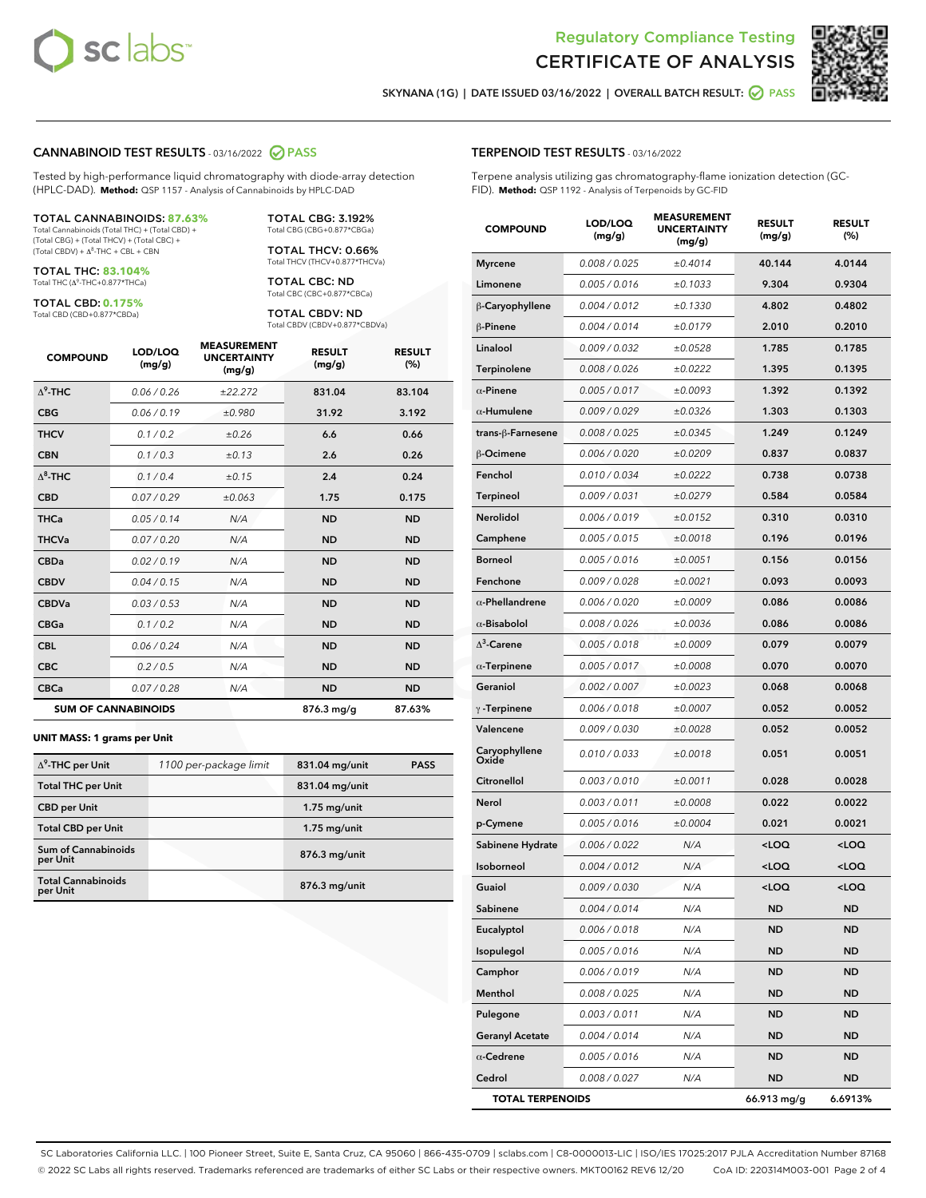Regulatory Compliance Testing

# CERTIFICATE OF ANALYSIS

SKYNANA (1G) | DATE ISSUED 03/16/2022 | OVERALL BATCH RESULT: PASS

## CANNABINOID TEST RESULTS - 03/16/2022 PASS

Tested by high-performance liquid chromatography with diode-array detection (HPLC-DAD). **Method:** QSP 1157 - Analysis of Cannabinoids by HPLC-DAD

**TOTAL CANNABINOIDS: 87.63%**
Total Cannabinoids (Total THC) + (Total CBD) + (Total CBG) + (Total THCV) + (Total CBC) + (Total CBDV) + Δ8-THC + CBL + CBN

**TOTAL THC: 83.104%**
Total THC (Δ9-THC+0.877*THCa)

**TOTAL CBD: 0.175%**
Total CBD (CBD+0.877*CBDa)

**TOTAL CBG: 3.192%**
Total CBG (CBG+0.877*CBGa)

**TOTAL THCV: 0.66%**
Total THCV (THCV+0.877*THCVa)

**TOTAL CBC: ND**
Total CBC (CBC+0.877*CBCa)

**TOTAL CBDV: ND**
Total CBDV (CBDV+0.877*CBDVa)

| COMPOUND | LOD/LOQ (mg/g) | MEASUREMENT UNCERTAINTY (mg/g) | RESULT (mg/g) | RESULT (%) |
|---|---|---|---|---|
| Δ9-THC | 0.06 / 0.26 | ±22.272 | 831.04 | 83.104 |
| CBG | 0.06 / 0.19 | ±0.980 | 31.92 | 3.192 |
| THCV | 0.1 / 0.2 | ±0.26 | 6.6 | 0.66 |
| CBN | 0.1 / 0.3 | ±0.13 | 2.6 | 0.26 |
| Δ8-THC | 0.1 / 0.4 | ±0.15 | 2.4 | 0.24 |
| CBD | 0.07 / 0.29 | ±0.063 | 1.75 | 0.175 |
| THCa | 0.05 / 0.14 | N/A | ND | ND |
| THCVa | 0.07 / 0.20 | N/A | ND | ND |
| CBDa | 0.02 / 0.19 | N/A | ND | ND |
| CBDV | 0.04 / 0.15 | N/A | ND | ND |
| CBDVa | 0.03 / 0.53 | N/A | ND | ND |
| CBGa | 0.1 / 0.2 | N/A | ND | ND |
| CBL | 0.06 / 0.24 | N/A | ND | ND |
| CBC | 0.2 / 0.5 | N/A | ND | ND |
| CBCa | 0.07 / 0.28 | N/A | ND | ND |
| **SUM OF CANNABINOIDS** | | | 876.3 mg/g | 87.63% |

**UNIT MASS: 1 grams per Unit**

| | | | |
|---|---|---|---|
| Δ9-THC per Unit | 1100 per-package limit | 831.04 mg/unit | PASS |
| Total THC per Unit | | 831.04 mg/unit | |
| CBD per Unit | | 1.75 mg/unit | |
| Total CBD per Unit | | 1.75 mg/unit | |
| Sum of Cannabinoids per Unit | | 876.3 mg/unit | |
| Total Cannabinoids per Unit | | 876.3 mg/unit | |

## TERPENOID TEST RESULTS - 03/16/2022

Terpene analysis utilizing gas chromatography-flame ionization detection (GC-FID). **Method:** QSP 1192 - Analysis of Terpenoids by GC-FID

| COMPOUND | LOD/LOQ (mg/g) | MEASUREMENT UNCERTAINTY (mg/g) | RESULT (mg/g) | RESULT (%) |
|---|---|---|---|---|
| Myrcene | 0.008 / 0.025 | ±0.4014 | 40.144 | 4.0144 |
| Limonene | 0.005 / 0.016 | ±0.1033 | 9.304 | 0.9304 |
| β-Caryophyllene | 0.004 / 0.012 | ±0.1330 | 4.802 | 0.4802 |
| β-Pinene | 0.004 / 0.014 | ±0.0179 | 2.010 | 0.2010 |
| Linalool | 0.009 / 0.032 | ±0.0528 | 1.785 | 0.1785 |
| Terpinolene | 0.008 / 0.026 | ±0.0222 | 1.395 | 0.1395 |
| α-Pinene | 0.005 / 0.017 | ±0.0093 | 1.392 | 0.1392 |
| α-Humulene | 0.009 / 0.029 | ±0.0326 | 1.303 | 0.1303 |
| trans-β-Farnesene | 0.008 / 0.025 | ±0.0345 | 1.249 | 0.1249 |
| β-Ocimene | 0.006 / 0.020 | ±0.0209 | 0.837 | 0.0837 |
| Fenchol | 0.010 / 0.034 | ±0.0222 | 0.738 | 0.0738 |
| Terpineol | 0.009 / 0.031 | ±0.0279 | 0.584 | 0.0584 |
| Nerolidol | 0.006 / 0.019 | ±0.0152 | 0.310 | 0.0310 |
| Camphene | 0.005 / 0.015 | ±0.0018 | 0.196 | 0.0196 |
| Borneol | 0.005 / 0.016 | ±0.0051 | 0.156 | 0.0156 |
| Fenchone | 0.009 / 0.028 | ±0.0021 | 0.093 | 0.0093 |
| α-Phellandrene | 0.006 / 0.020 | ±0.0009 | 0.086 | 0.0086 |
| α-Bisabolol | 0.008 / 0.026 | ±0.0036 | 0.086 | 0.0086 |
| Δ3-Carene | 0.005 / 0.018 | ±0.0009 | 0.079 | 0.0079 |
| α-Terpinene | 0.005 / 0.017 | ±0.0008 | 0.070 | 0.0070 |
| Geraniol | 0.002 / 0.007 | ±0.0023 | 0.068 | 0.0068 |
| γ-Terpinene | 0.006 / 0.018 | ±0.0007 | 0.052 | 0.0052 |
| Valencene | 0.009 / 0.030 | ±0.0028 | 0.052 | 0.0052 |
| Caryophyllene Oxide | 0.010 / 0.033 | ±0.0018 | 0.051 | 0.0051 |
| Citronellol | 0.003 / 0.010 | ±0.0011 | 0.028 | 0.0028 |
| Nerol | 0.003 / 0.011 | ±0.0008 | 0.022 | 0.0022 |
| p-Cymene | 0.005 / 0.016 | ±0.0004 | 0.021 | 0.0021 |
| Sabinene Hydrate | 0.006 / 0.022 | N/A | <LOQ | <LOQ |
| Isoborneol | 0.004 / 0.012 | N/A | <LOQ | <LOQ |
| Guaiol | 0.009 / 0.030 | N/A | <LOQ | <LOQ |
| Sabinene | 0.004 / 0.014 | N/A | ND | ND |
| Eucalyptol | 0.006 / 0.018 | N/A | ND | ND |
| Isopulegol | 0.005 / 0.016 | N/A | ND | ND |
| Camphor | 0.006 / 0.019 | N/A | ND | ND |
| Menthol | 0.008 / 0.025 | N/A | ND | ND |
| Pulegone | 0.003 / 0.011 | N/A | ND | ND |
| Geranyl Acetate | 0.004 / 0.014 | N/A | ND | ND |
| α-Cedrene | 0.005 / 0.016 | N/A | ND | ND |
| Cedrol | 0.008 / 0.027 | N/A | ND | ND |
| **TOTAL TERPENOIDS** | | | 66.913 mg/g | 6.6913% |

SC Laboratories California LLC. | 100 Pioneer Street, Suite E, Santa Cruz, CA 95060 | 866-435-0709 | sclabs.com | C8-0000013-LIC | ISO/IES 17025:2017 PJLA Accreditation Number 87168
© 2022 SC Labs all rights reserved. Trademarks referenced are trademarks of either SC Labs or their respective owners. MKT00162 REV6 12/20 CoA ID: 220314M003-001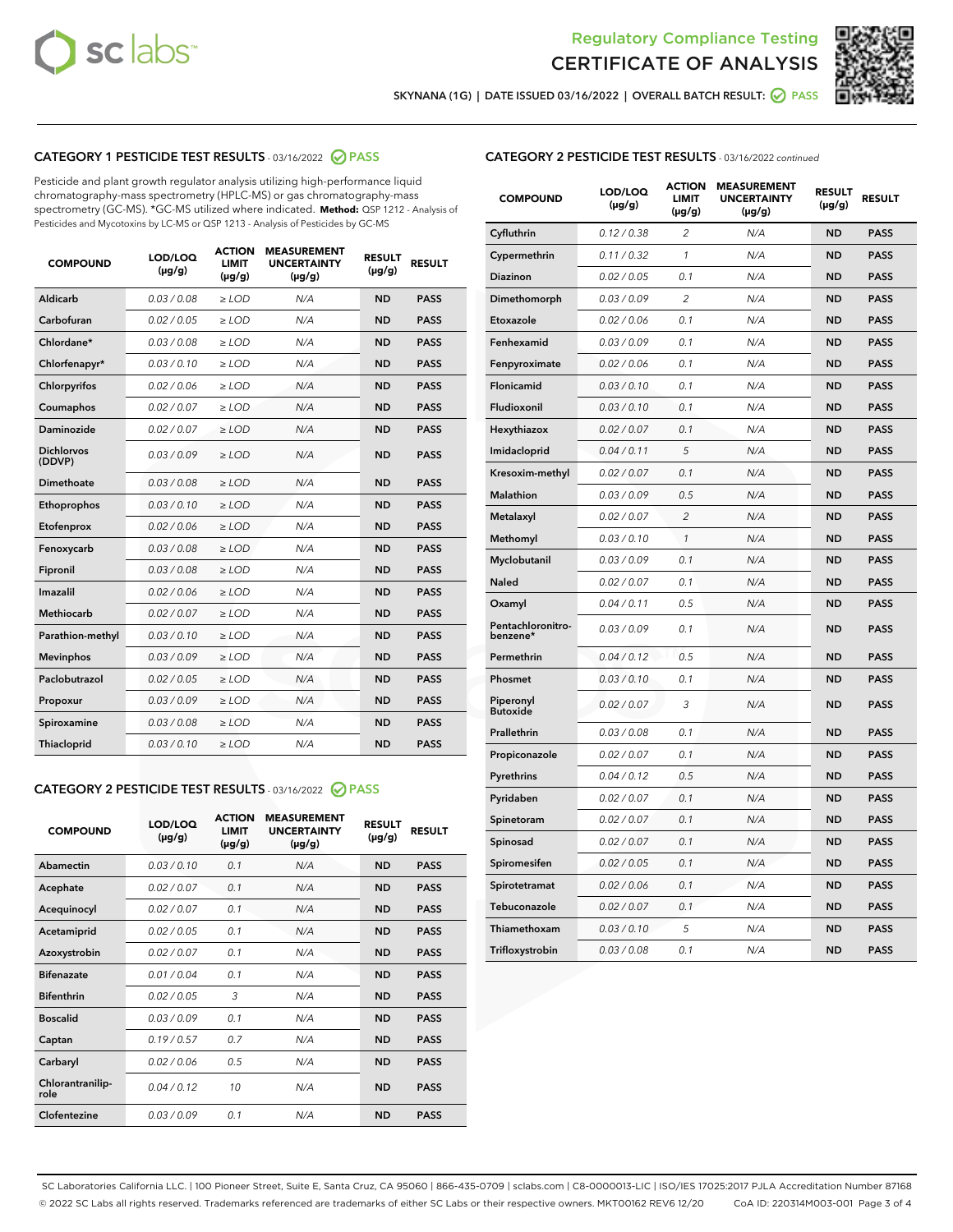Regulatory Compliance Testing

# CERTIFICATE OF ANALYSIS

SKYNANA (1G) | DATE ISSUED 03/16/2022 | OVERALL BATCH RESULT: PASS

## CATEGORY 1 PESTICIDE TEST RESULTS - 03/16/2022 PASS

Pesticide and plant growth regulator analysis utilizing high-performance liquid chromatography-mass spectrometry (HPLC-MS) or gas chromatography-mass spectrometry (GC-MS). *GC-MS utilized where indicated. **Method:** QSP 1212 - Analysis of Pesticides and Mycotoxins by LC-MS or QSP 1213 - Analysis of Pesticides by GC-MS

| COMPOUND | LOD/LOQ (µg/g) | ACTION LIMIT (µg/g) | MEASUREMENT UNCERTAINTY (µg/g) | RESULT (µg/g) | RESULT |
|---|---|---|---|---|---|
| Aldicarb | 0.03 / 0.08 | ≥ LOD | N/A | ND | PASS |
| Carbofuran | 0.02 / 0.05 | ≥ LOD | N/A | ND | PASS |
| Chlordane* | 0.03 / 0.08 | ≥ LOD | N/A | ND | PASS |
| Chlorfenapyr* | 0.03 / 0.10 | ≥ LOD | N/A | ND | PASS |
| Chlorpyrifos | 0.02 / 0.06 | ≥ LOD | N/A | ND | PASS |
| Coumaphos | 0.02 / 0.07 | ≥ LOD | N/A | ND | PASS |
| Daminozide | 0.02 / 0.07 | ≥ LOD | N/A | ND | PASS |
| Dichlorvos (DDVP) | 0.03 / 0.09 | ≥ LOD | N/A | ND | PASS |
| Dimethoate | 0.03 / 0.08 | ≥ LOD | N/A | ND | PASS |
| Ethoprophos | 0.03 / 0.10 | ≥ LOD | N/A | ND | PASS |
| Etofenprox | 0.02 / 0.06 | ≥ LOD | N/A | ND | PASS |
| Fenoxycarb | 0.03 / 0.08 | ≥ LOD | N/A | ND | PASS |
| Fipronil | 0.03 / 0.08 | ≥ LOD | N/A | ND | PASS |
| Imazalil | 0.02 / 0.06 | ≥ LOD | N/A | ND | PASS |
| Methiocarb | 0.02 / 0.07 | ≥ LOD | N/A | ND | PASS |
| Parathion-methyl | 0.03 / 0.10 | ≥ LOD | N/A | ND | PASS |
| Mevinphos | 0.03 / 0.09 | ≥ LOD | N/A | ND | PASS |
| Paclobutrazol | 0.02 / 0.05 | ≥ LOD | N/A | ND | PASS |
| Propoxur | 0.03 / 0.09 | ≥ LOD | N/A | ND | PASS |
| Spiroxamine | 0.03 / 0.08 | ≥ LOD | N/A | ND | PASS |
| Thiacloprid | 0.03 / 0.10 | ≥ LOD | N/A | ND | PASS |

## CATEGORY 2 PESTICIDE TEST RESULTS - 03/16/2022 PASS

| COMPOUND | LOD/LOQ (µg/g) | ACTION LIMIT (µg/g) | MEASUREMENT UNCERTAINTY (µg/g) | RESULT (µg/g) | RESULT |
|---|---|---|---|---|---|
| Abamectin | 0.03 / 0.10 | 0.1 | N/A | ND | PASS |
| Acephate | 0.02 / 0.07 | 0.1 | N/A | ND | PASS |
| Acequinocyl | 0.02 / 0.07 | 0.1 | N/A | ND | PASS |
| Acetamiprid | 0.02 / 0.05 | 0.1 | N/A | ND | PASS |
| Azoxystrobin | 0.02 / 0.07 | 0.1 | N/A | ND | PASS |
| Bifenazate | 0.01 / 0.04 | 0.1 | N/A | ND | PASS |
| Bifenthrin | 0.02 / 0.05 | 3 | N/A | ND | PASS |
| Boscalid | 0.03 / 0.09 | 0.1 | N/A | ND | PASS |
| Captan | 0.19 / 0.57 | 0.7 | N/A | ND | PASS |
| Carbaryl | 0.02 / 0.06 | 0.5 | N/A | ND | PASS |
| Chlorantraniliprole | 0.04 / 0.12 | 10 | N/A | ND | PASS |
| Clofentezine | 0.03 / 0.09 | 0.1 | N/A | ND | PASS |
| Cyfluthrin | 0.12 / 0.38 | 2 | N/A | ND | PASS |
| Cypermethrin | 0.11 / 0.32 | 1 | N/A | ND | PASS |
| Diazinon | 0.02 / 0.05 | 0.1 | N/A | ND | PASS |
| Dimethomorph | 0.03 / 0.09 | 2 | N/A | ND | PASS |
| Etoxazole | 0.02 / 0.06 | 0.1 | N/A | ND | PASS |
| Fenhexamid | 0.03 / 0.09 | 0.1 | N/A | ND | PASS |
| Fenpyroximate | 0.02 / 0.06 | 0.1 | N/A | ND | PASS |
| Flonicamid | 0.03 / 0.10 | 0.1 | N/A | ND | PASS |
| Fludioxonil | 0.03 / 0.10 | 0.1 | N/A | ND | PASS |
| Hexythiazox | 0.02 / 0.07 | 0.1 | N/A | ND | PASS |
| Imidacloprid | 0.04 / 0.11 | 5 | N/A | ND | PASS |
| Kresoxim-methyl | 0.02 / 0.07 | 0.1 | N/A | ND | PASS |
| Malathion | 0.03 / 0.09 | 0.5 | N/A | ND | PASS |
| Metalaxyl | 0.02 / 0.07 | 2 | N/A | ND | PASS |
| Methomyl | 0.03 / 0.10 | 1 | N/A | ND | PASS |
| Myclobutanil | 0.03 / 0.09 | 0.1 | N/A | ND | PASS |
| Naled | 0.02 / 0.07 | 0.1 | N/A | ND | PASS |
| Oxamyl | 0.04 / 0.11 | 0.5 | N/A | ND | PASS |
| Pentachloronitrobenzene* | 0.03 / 0.09 | 0.1 | N/A | ND | PASS |
| Permethrin | 0.04 / 0.12 | 0.5 | N/A | ND | PASS |
| Phosmet | 0.03 / 0.10 | 0.1 | N/A | ND | PASS |
| Piperonyl Butoxide | 0.02 / 0.07 | 3 | N/A | ND | PASS |
| Prallethrin | 0.03 / 0.08 | 0.1 | N/A | ND | PASS |
| Propiconazole | 0.02 / 0.07 | 0.1 | N/A | ND | PASS |
| Pyrethrins | 0.04 / 0.12 | 0.5 | N/A | ND | PASS |
| Pyridaben | 0.02 / 0.07 | 0.1 | N/A | ND | PASS |
| Spinetoram | 0.02 / 0.07 | 0.1 | N/A | ND | PASS |
| Spinosad | 0.02 / 0.07 | 0.1 | N/A | ND | PASS |
| Spiromesifen | 0.02 / 0.05 | 0.1 | N/A | ND | PASS |
| Spirotetramat | 0.02 / 0.06 | 0.1 | N/A | ND | PASS |
| Tebuconazole | 0.02 / 0.07 | 0.1 | N/A | ND | PASS |
| Thiamethoxam | 0.03 / 0.10 | 5 | N/A | ND | PASS |
| Trifloxystrobin | 0.03 / 0.08 | 0.1 | N/A | ND | PASS |

SC Laboratories California LLC. | 100 Pioneer Street, Suite E, Santa Cruz, CA 95060 | 866-435-0709 | sclabs.com | C8-0000013-LIC | ISO/IES 17025:2017 PJLA Accreditation Number 87168
© 2022 SC Labs all rights reserved. Trademarks referenced are trademarks of either SC Labs or their respective owners. MKT00162 REV6 12/20 CoA ID: 220314M003-001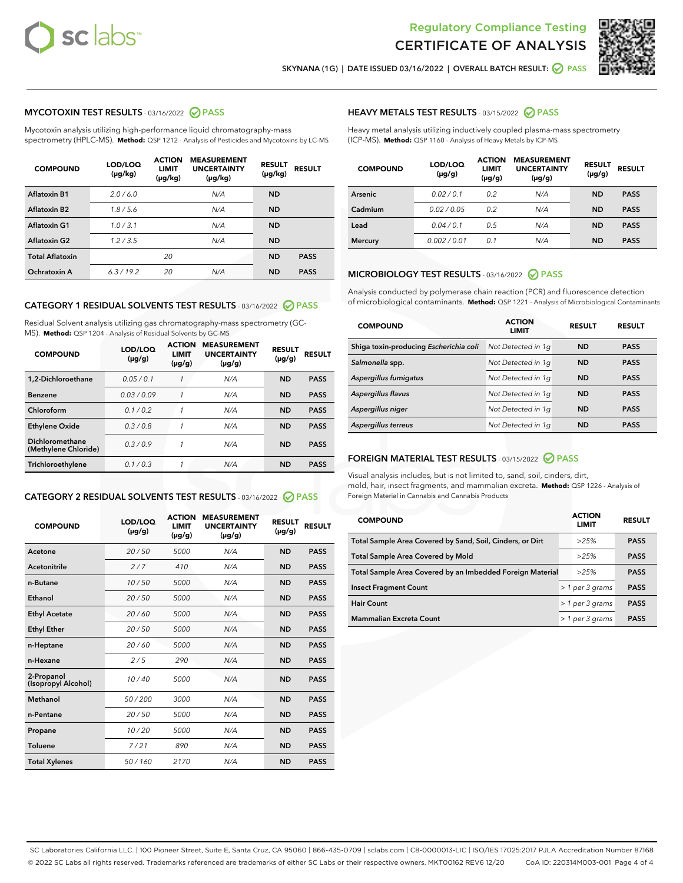Regulatory Compliance Testing

# CERTIFICATE OF ANALYSIS

SKYNANA (1G) | DATE ISSUED 03/16/2022 | OVERALL BATCH RESULT: PASS

## MYCOTOXIN TEST RESULTS - 03/16/2022 PASS

Mycotoxin analysis utilizing high-performance liquid chromatography-mass spectrometry (HPLC-MS). **Method:** QSP 1212 - Analysis of Pesticides and Mycotoxins by LC-MS

| COMPOUND | LOD/LOQ (µg/kg) | ACTION LIMIT (µg/kg) | MEASUREMENT UNCERTAINTY (µg/kg) | RESULT (µg/kg) | RESULT |
|---|---|---|---|---|---|
| Aflatoxin B1 | 2.0 / 6.0 | | N/A | ND | |
| Aflatoxin B2 | 1.8 / 5.6 | | N/A | ND | |
| Aflatoxin G1 | 1.0 / 3.1 | | N/A | ND | |
| Aflatoxin G2 | 1.2 / 3.5 | | N/A | ND | |
| Total Aflatoxin | | 20 | | ND | PASS |
| Ochratoxin A | 6.3 / 19.2 | 20 | N/A | ND | PASS |

## CATEGORY 1 RESIDUAL SOLVENTS TEST RESULTS - 03/16/2022 PASS

Residual Solvent analysis utilizing gas chromatography-mass spectrometry (GC-MS). **Method:** QSP 1204 - Analysis of Residual Solvents by GC-MS

| COMPOUND | LOD/LOQ (µg/g) | ACTION LIMIT (µg/g) | MEASUREMENT UNCERTAINTY (µg/g) | RESULT (µg/g) | RESULT |
|---|---|---|---|---|---|
| 1,2-Dichloroethane | 0.05 / 0.1 | 1 | N/A | ND | PASS |
| Benzene | 0.03 / 0.09 | 1 | N/A | ND | PASS |
| Chloroform | 0.1 / 0.2 | 1 | N/A | ND | PASS |
| Ethylene Oxide | 0.3 / 0.8 | 1 | N/A | ND | PASS |
| Dichloromethane (Methylene Chloride) | 0.3 / 0.9 | 1 | N/A | ND | PASS |
| Trichloroethylene | 0.1 / 0.3 | 1 | N/A | ND | PASS |

## CATEGORY 2 RESIDUAL SOLVENTS TEST RESULTS - 03/16/2022 PASS

| COMPOUND | LOD/LOQ (µg/g) | ACTION LIMIT (µg/g) | MEASUREMENT UNCERTAINTY (µg/g) | RESULT (µg/g) | RESULT |
|---|---|---|---|---|---|
| Acetone | 20 / 50 | 5000 | N/A | ND | PASS |
| Acetonitrile | 2 / 7 | 410 | N/A | ND | PASS |
| n-Butane | 10 / 50 | 5000 | N/A | ND | PASS |
| Ethanol | 20 / 50 | 5000 | N/A | ND | PASS |
| Ethyl Acetate | 20 / 60 | 5000 | N/A | ND | PASS |
| Ethyl Ether | 20 / 50 | 5000 | N/A | ND | PASS |
| n-Heptane | 20 / 60 | 5000 | N/A | ND | PASS |
| n-Hexane | 2 / 5 | 290 | N/A | ND | PASS |
| 2-Propanol (Isopropyl Alcohol) | 10 / 40 | 5000 | N/A | ND | PASS |
| Methanol | 50 / 200 | 3000 | N/A | ND | PASS |
| n-Pentane | 20 / 50 | 5000 | N/A | ND | PASS |
| Propane | 10 / 20 | 5000 | N/A | ND | PASS |
| Toluene | 7 / 21 | 890 | N/A | ND | PASS |
| Total Xylenes | 50 / 160 | 2170 | N/A | ND | PASS |

## HEAVY METALS TEST RESULTS - 03/15/2022 PASS

Heavy metal analysis utilizing inductively coupled plasma-mass spectrometry (ICP-MS). **Method:** QSP 1160 - Analysis of Heavy Metals by ICP-MS

| COMPOUND | LOD/LOQ (µg/g) | ACTION LIMIT (µg/g) | MEASUREMENT UNCERTAINTY (µg/g) | RESULT (µg/g) | RESULT |
|---|---|---|---|---|---|
| Arsenic | 0.02 / 0.1 | 0.2 | N/A | ND | PASS |
| Cadmium | 0.02 / 0.05 | 0.2 | N/A | ND | PASS |
| Lead | 0.04 / 0.1 | 0.5 | N/A | ND | PASS |
| Mercury | 0.002 / 0.01 | 0.1 | N/A | ND | PASS |

## MICROBIOLOGY TEST RESULTS - 03/16/2022 PASS

Analysis conducted by polymerase chain reaction (PCR) and fluorescence detection of microbiological contaminants. **Method:** QSP 1221 - Analysis of Microbiological Contaminants

| COMPOUND | ACTION LIMIT | RESULT | RESULT |
|---|---|---|---|
| *Shiga toxin-producing Escherichia coli* | Not Detected in 1g | ND | PASS |
| *Salmonella* spp. | Not Detected in 1g | ND | PASS |
| *Aspergillus fumigatus* | Not Detected in 1g | ND | PASS |
| *Aspergillus flavus* | Not Detected in 1g | ND | PASS |
| *Aspergillus niger* | Not Detected in 1g | ND | PASS |
| *Aspergillus terreus* | Not Detected in 1g | ND | PASS |

## FOREIGN MATERIAL TEST RESULTS - 03/15/2022 PASS

Visual analysis includes, but is not limited to, sand, soil, cinders, dirt, mold, hair, insect fragments, and mammalian excreta. **Method:** QSP 1226 - Analysis of Foreign Material in Cannabis and Cannabis Products

| COMPOUND | ACTION LIMIT | RESULT |
|---|---|---|
| Total Sample Area Covered by Sand, Soil, Cinders, or Dirt | >25% | PASS |
| Total Sample Area Covered by Mold | >25% | PASS |
| Total Sample Area Covered by an Imbedded Foreign Material | >25% | PASS |
| Insect Fragment Count | > 1 per 3 grams | PASS |
| Hair Count | > 1 per 3 grams | PASS |
| Mammalian Excreta Count | > 1 per 3 grams | PASS |

SC Laboratories California LLC. | 100 Pioneer Street, Suite E, Santa Cruz, CA 95060 | 866-435-0709 | sclabs.com | C8-0000013-LIC | ISO/IES 17025:2017 PJLA Accreditation Number 87168
© 2022 SC Labs all rights reserved. Trademarks referenced are trademarks of either SC Labs or their respective owners. MKT00162 REV6 12/20 CoA ID: 220314M003-001